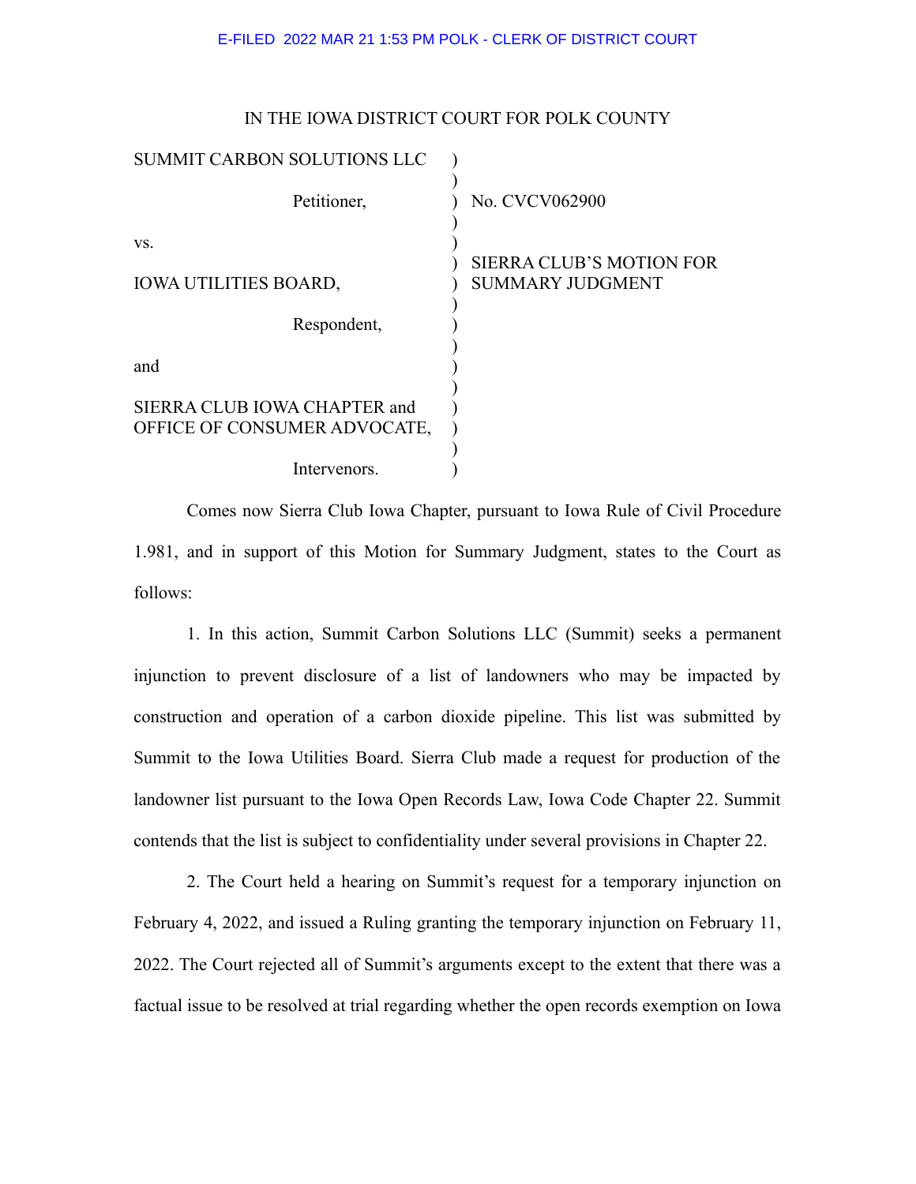E-FILED 2022 MAR 21 1:53 PM POLK - CLERK OF DISTRICT COURT

IN THE IOWA DISTRICT COURT FOR POLK COUNTY

| | | |
|---|---|---|
| SUMMIT CARBON SOLUTIONS LLC | ) | |
| Petitioner, | ) | No. CVCV062900 |
| vs. | ) | |
| IOWA UTILITIES BOARD, | ) | SIERRA CLUB'S MOTION FOR SUMMARY JUDGMENT |
| Respondent, | ) | |
| and | ) | |
| SIERRA CLUB IOWA CHAPTER and OFFICE OF CONSUMER ADVOCATE, | ) | |
| Intervenors. | ) | |

Comes now Sierra Club Iowa Chapter, pursuant to Iowa Rule of Civil Procedure 1.981, and in support of this Motion for Summary Judgment, states to the Court as follows:

1. In this action, Summit Carbon Solutions LLC (Summit) seeks a permanent injunction to prevent disclosure of a list of landowners who may be impacted by construction and operation of a carbon dioxide pipeline. This list was submitted by Summit to the Iowa Utilities Board. Sierra Club made a request for production of the landowner list pursuant to the Iowa Open Records Law, Iowa Code Chapter 22. Summit contends that the list is subject to confidentiality under several provisions in Chapter 22.

2. The Court held a hearing on Summit's request for a temporary injunction on February 4, 2022, and issued a Ruling granting the temporary injunction on February 11, 2022. The Court rejected all of Summit's arguments except to the extent that there was a factual issue to be resolved at trial regarding whether the open records exemption on Iowa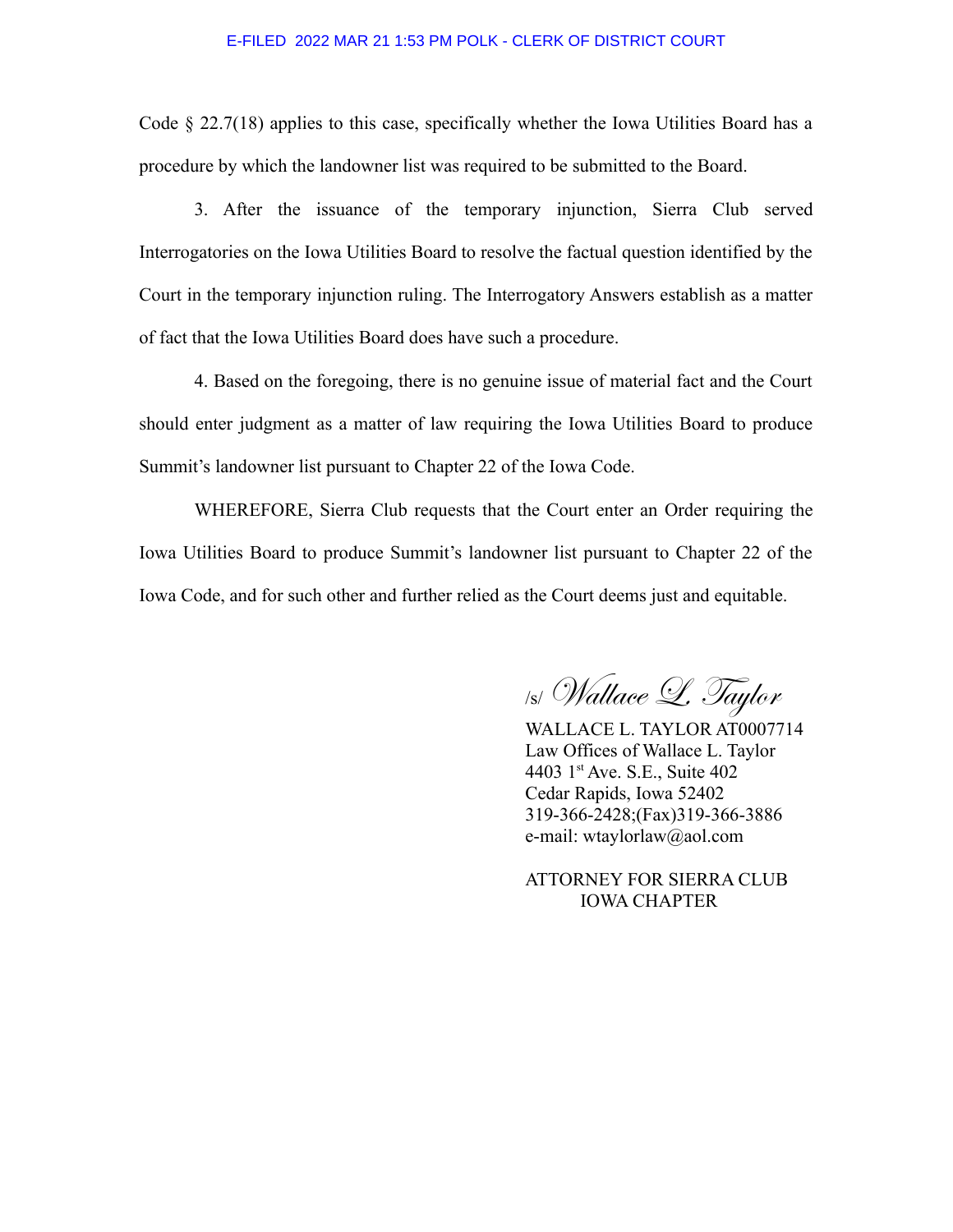Code § 22.7(18) applies to this case, specifically whether the Iowa Utilities Board has a procedure by which the landowner list was required to be submitted to the Board.

3. After the issuance of the temporary injunction, Sierra Club served Interrogatories on the Iowa Utilities Board to resolve the factual question identified by the Court in the temporary injunction ruling. The Interrogatory Answers establish as a matter of fact that the Iowa Utilities Board does have such a procedure.

4. Based on the foregoing, there is no genuine issue of material fact and the Court should enter judgment as a matter of law requiring the Iowa Utilities Board to produce Summit's landowner list pursuant to Chapter 22 of the Iowa Code.

WHEREFORE, Sierra Club requests that the Court enter an Order requiring the Iowa Utilities Board to produce Summit's landowner list pursuant to Chapter 22 of the Iowa Code, and for such other and further relied as the Court deems just and equitable.

/s/ *Wallace L. Taylor*

WALLACE L. TAYLOR AT0007714
Law Offices of Wallace L. Taylor
4403 1st Ave. S.E., Suite 402
Cedar Rapids, Iowa 52402
319-366-2428;(Fax)319-366-3886
e-mail: wtaylorlaw@aol.com

ATTORNEY FOR SIERRA CLUB
IOWA CHAPTER